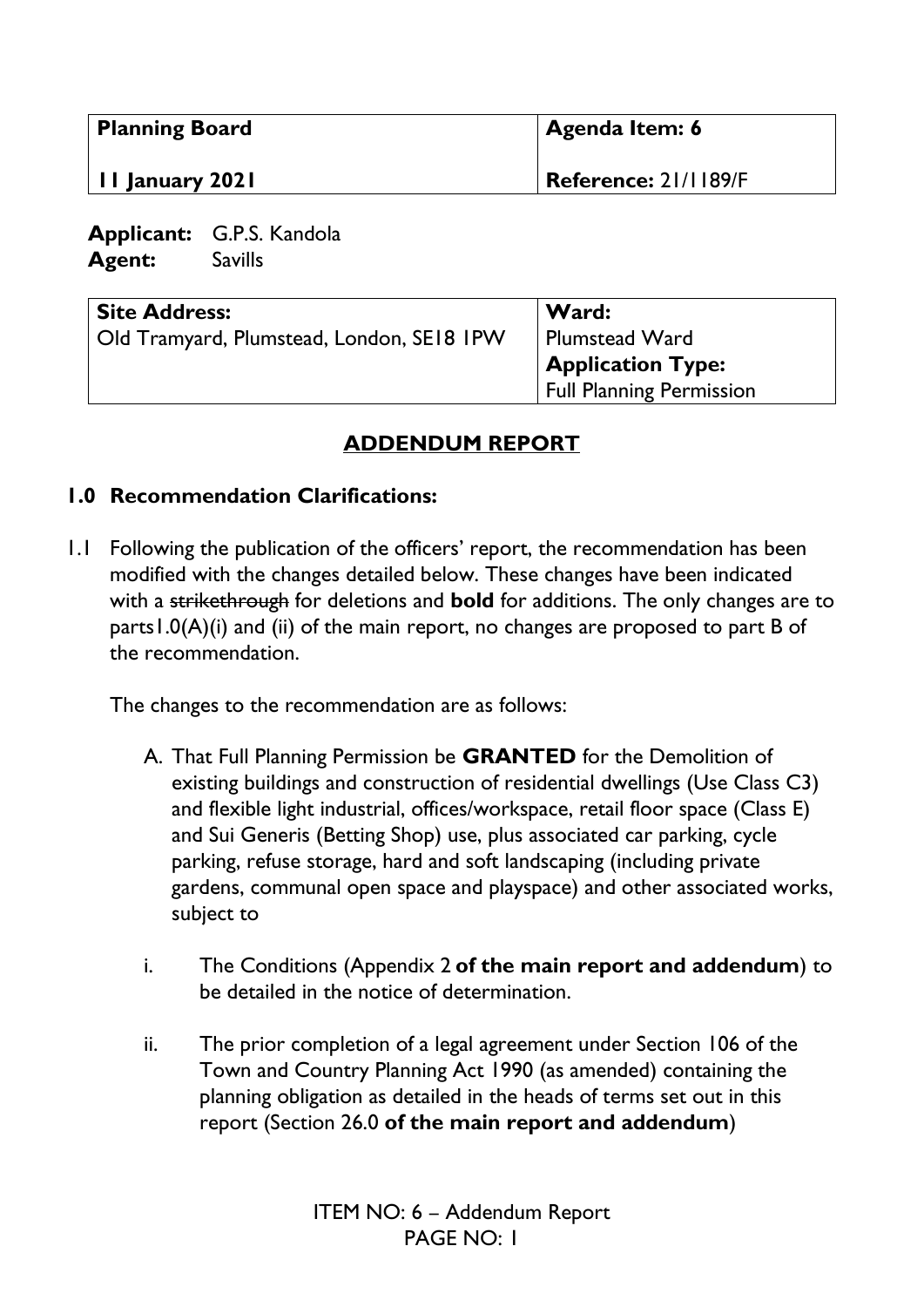| Planning Board | Agenda Item: 6 |
| --- | --- |
| 11 January 2021 | Reference: 21/1189/F |

**Applicant:** G.P.S. Kandola
**Agent:** Savills

| Site Address: | Ward: |
| --- | --- |
| Old Tramyard, Plumstead, London, SE18 1PW | Plumstead Ward |
| | **Application Type:** |
| | Full Planning Permission |

## ADDENDUM REPORT

### 1.0 Recommendation Clarifications:

1.1 Following the publication of the officers' report, the recommendation has been modified with the changes detailed below. These changes have been indicated with a ~~strikethrough~~ for deletions and **bold** for additions. The only changes are to parts1.0(A)(i) and (ii) of the main report, no changes are proposed to part B of the recommendation.

The changes to the recommendation are as follows:

A. That Full Planning Permission be **GRANTED** for the Demolition of existing buildings and construction of residential dwellings (Use Class C3) and flexible light industrial, offices/workspace, retail floor space (Class E) and Sui Generis (Betting Shop) use, plus associated car parking, cycle parking, refuse storage, hard and soft landscaping (including private gardens, communal open space and playspace) and other associated works, subject to

i. The Conditions (Appendix 2 **of the main report and addendum**) to be detailed in the notice of determination.

ii. The prior completion of a legal agreement under Section 106 of the Town and Country Planning Act 1990 (as amended) containing the planning obligation as detailed in the heads of terms set out in this report (Section 26.0 **of the main report and addendum**)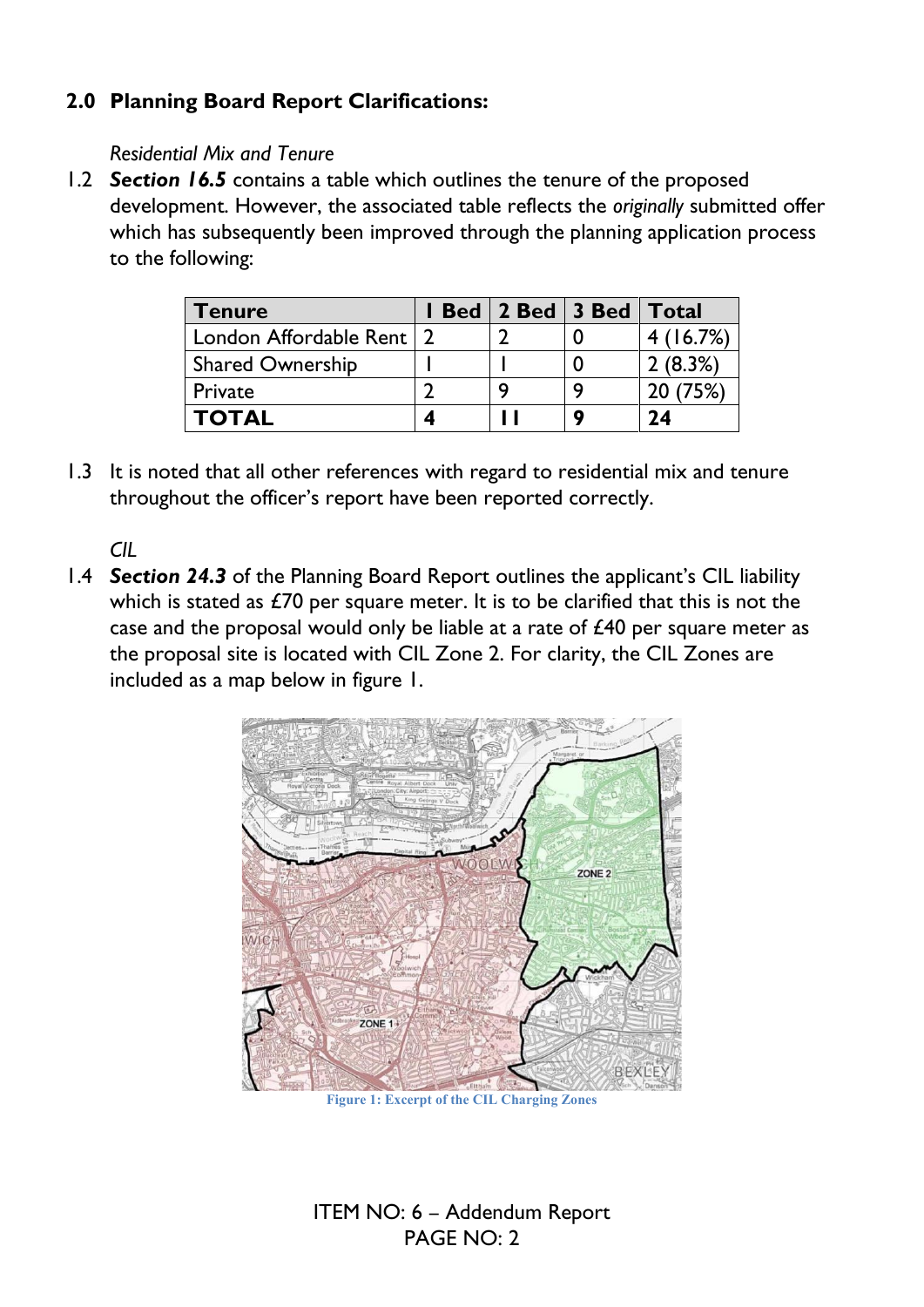## 2.0 Planning Board Report Clarifications:

*Residential Mix and Tenure*

1.2 ***Section 16.5*** contains a table which outlines the tenure of the proposed development. However, the associated table reflects the *originally* submitted offer which has subsequently been improved through the planning application process to the following:

| Tenure | 1 Bed | 2 Bed | 3 Bed | Total |
|---|---|---|---|---|
| London Affordable Rent | 2 | 2 | 0 | 4 (16.7%) |
| Shared Ownership | 1 | 1 | 0 | 2 (8.3%) |
| Private | 2 | 9 | 9 | 20 (75%) |
| **TOTAL** | **4** | **11** | **9** | **24** |

1.3 It is noted that all other references with regard to residential mix and tenure throughout the officer's report have been reported correctly.

*CIL*

1.4 ***Section 24.3*** of the Planning Board Report outlines the applicant's CIL liability which is stated as £70 per square meter. It is to be clarified that this is not the case and the proposal would only be liable at a rate of £40 per square meter as the proposal site is located with CIL Zone 2. For clarity, the CIL Zones are included as a map below in figure 1.

Figure 1: Excerpt of the CIL Charging Zones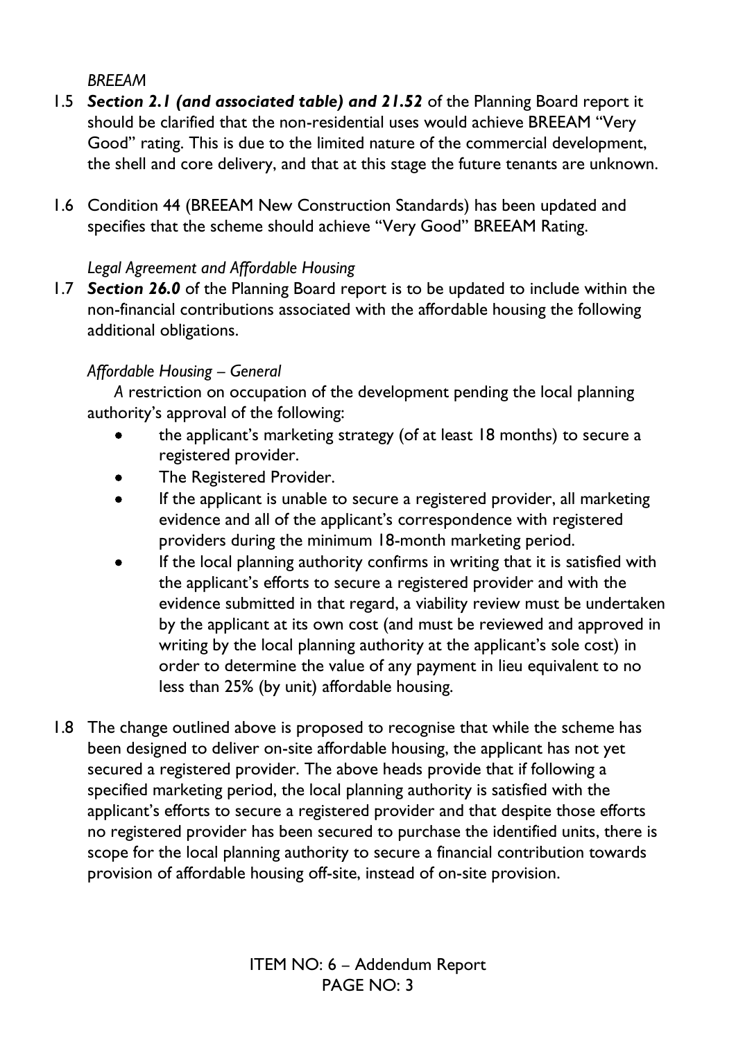*BREEAM*

1.5 ***Section 2.1 (and associated table) and 21.52*** of the Planning Board report it should be clarified that the non-residential uses would achieve BREEAM "Very Good" rating. This is due to the limited nature of the commercial development, the shell and core delivery, and that at this stage the future tenants are unknown.

1.6 Condition 44 (BREEAM New Construction Standards) has been updated and specifies that the scheme should achieve "Very Good" BREEAM Rating.

*Legal Agreement and Affordable Housing*

1.7 ***Section 26.0*** of the Planning Board report is to be updated to include within the non-financial contributions associated with the affordable housing the following additional obligations.

*Affordable Housing – General*

*A* restriction on occupation of the development pending the local planning authority's approval of the following:

- the applicant's marketing strategy (of at least 18 months) to secure a registered provider.
- The Registered Provider.
- If the applicant is unable to secure a registered provider, all marketing evidence and all of the applicant's correspondence with registered providers during the minimum 18-month marketing period.
- If the local planning authority confirms in writing that it is satisfied with the applicant's efforts to secure a registered provider and with the evidence submitted in that regard, a viability review must be undertaken by the applicant at its own cost (and must be reviewed and approved in writing by the local planning authority at the applicant's sole cost) in order to determine the value of any payment in lieu equivalent to no less than 25% (by unit) affordable housing.

1.8 The change outlined above is proposed to recognise that while the scheme has been designed to deliver on-site affordable housing, the applicant has not yet secured a registered provider. The above heads provide that if following a specified marketing period, the local planning authority is satisfied with the applicant's efforts to secure a registered provider and that despite those efforts no registered provider has been secured to purchase the identified units, there is scope for the local planning authority to secure a financial contribution towards provision of affordable housing off-site, instead of on-site provision.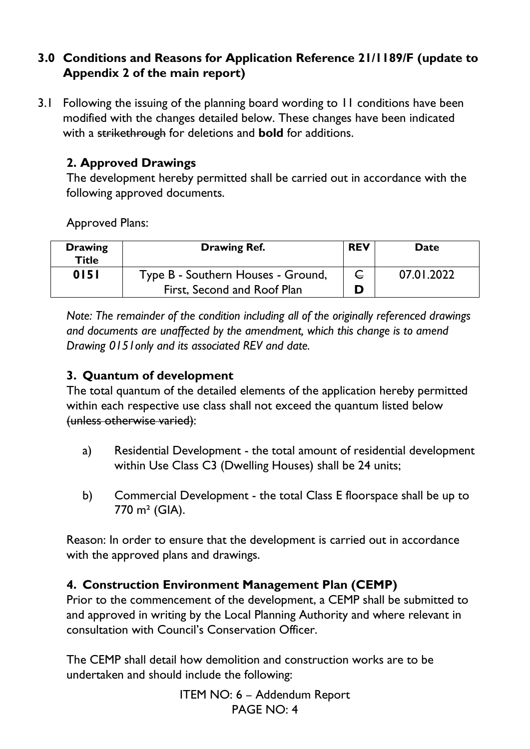### 3.0 Conditions and Reasons for Application Reference 21/1189/F (update to Appendix 2 of the main report)

3.1 Following the issuing of the planning board wording to 11 conditions have been modified with the changes detailed below. These changes have been indicated with a ~~strikethrough~~ for deletions and **bold** for additions.

**2. Approved Drawings**

The development hereby permitted shall be carried out in accordance with the following approved documents.

Approved Plans:

| Drawing Title | Drawing Ref. | REV | Date |
|---|---|---|---|
| **0151** | Type B - Southern Houses - Ground, First, Second and Roof Plan | ~~C~~ **D** | 07.01.2022 |

*Note: The remainder of the condition including all of the originally referenced drawings and documents are unaffected by the amendment, which this change is to amend Drawing 0151only and its associated REV and date.*

**3. Quantum of development**

The total quantum of the detailed elements of the application hereby permitted within each respective use class shall not exceed the quantum listed below ~~(unless otherwise varied)~~:

a) Residential Development - the total amount of residential development within Use Class C3 (Dwelling Houses) shall be 24 units;

b) Commercial Development - the total Class E floorspace shall be up to 770 m² (GIA).

Reason: In order to ensure that the development is carried out in accordance with the approved plans and drawings.

**4. Construction Environment Management Plan (CEMP)**

Prior to the commencement of the development, a CEMP shall be submitted to and approved in writing by the Local Planning Authority and where relevant in consultation with Council's Conservation Officer.

The CEMP shall detail how demolition and construction works are to be undertaken and should include the following: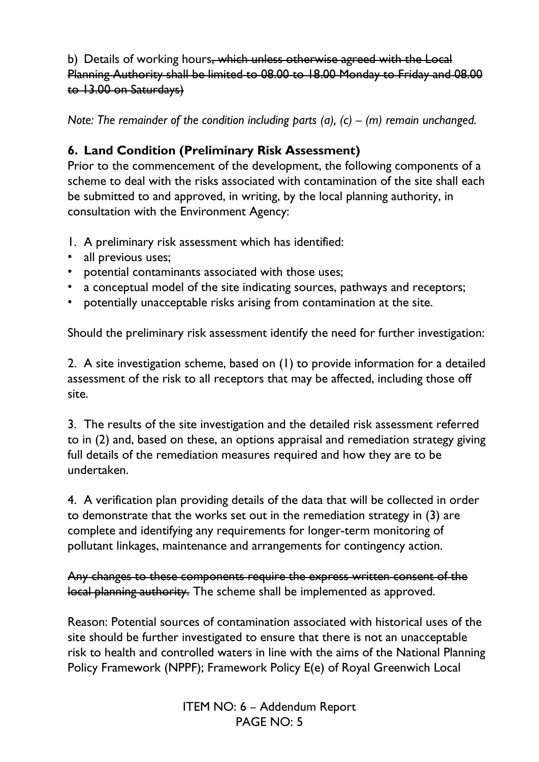b) Details of working hours~~, which unless otherwise agreed with the Local Planning Authority shall be limited to 08.00 to 18.00 Monday to Friday and 08.00 to 13.00 on Saturdays)~~

*Note: The remainder of the condition including parts (a), (c) – (m) remain unchanged.*

### 6. Land Condition (Preliminary Risk Assessment)

Prior to the commencement of the development, the following components of a scheme to deal with the risks associated with contamination of the site shall each be submitted to and approved, in writing, by the local planning authority, in consultation with the Environment Agency:

1. A preliminary risk assessment which has identified:
- all previous uses;
- potential contaminants associated with those uses;
- a conceptual model of the site indicating sources, pathways and receptors;
- potentially unacceptable risks arising from contamination at the site.

Should the preliminary risk assessment identify the need for further investigation:

2. A site investigation scheme, based on (1) to provide information for a detailed assessment of the risk to all receptors that may be affected, including those off site.

3. The results of the site investigation and the detailed risk assessment referred to in (2) and, based on these, an options appraisal and remediation strategy giving full details of the remediation measures required and how they are to be undertaken.

4. A verification plan providing details of the data that will be collected in order to demonstrate that the works set out in the remediation strategy in (3) are complete and identifying any requirements for longer-term monitoring of pollutant linkages, maintenance and arrangements for contingency action.

~~Any changes to these components require the express written consent of the local planning authority.~~ The scheme shall be implemented as approved.

Reason: Potential sources of contamination associated with historical uses of the site should be further investigated to ensure that there is not an unacceptable risk to health and controlled waters in line with the aims of the National Planning Policy Framework (NPPF); Framework Policy E(e) of Royal Greenwich Local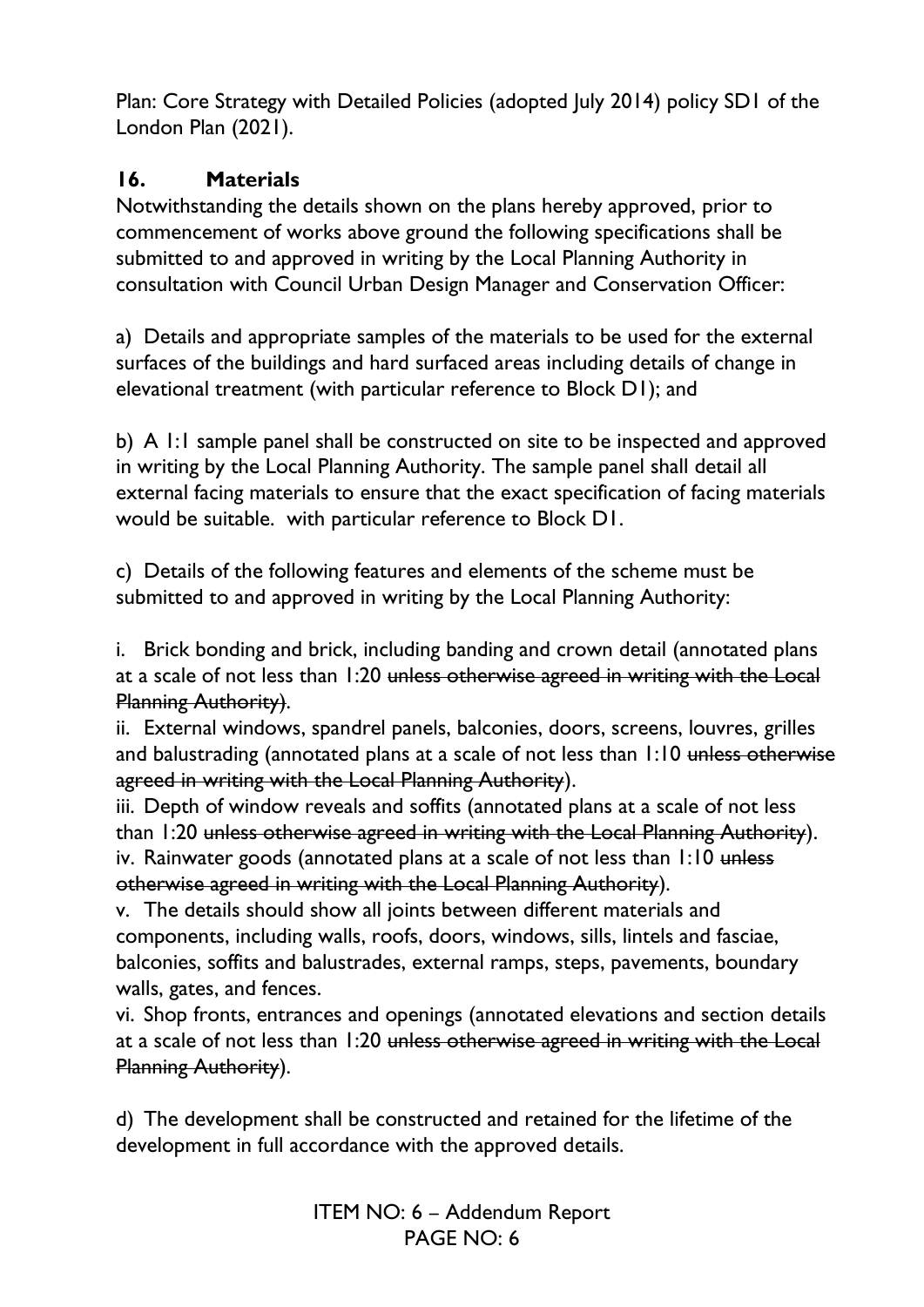Plan: Core Strategy with Detailed Policies (adopted July 2014) policy SD1 of the London Plan (2021).

### 16. Materials

Notwithstanding the details shown on the plans hereby approved, prior to commencement of works above ground the following specifications shall be submitted to and approved in writing by the Local Planning Authority in consultation with Council Urban Design Manager and Conservation Officer:

a) Details and appropriate samples of the materials to be used for the external surfaces of the buildings and hard surfaced areas including details of change in elevational treatment (with particular reference to Block D1); and

b) A 1:1 sample panel shall be constructed on site to be inspected and approved in writing by the Local Planning Authority. The sample panel shall detail all external facing materials to ensure that the exact specification of facing materials would be suitable. with particular reference to Block D1.

c) Details of the following features and elements of the scheme must be submitted to and approved in writing by the Local Planning Authority:

i. Brick bonding and brick, including banding and crown detail (annotated plans at a scale of not less than 1:20 ~~unless otherwise agreed in writing with the Local Planning Authority~~).
ii. External windows, spandrel panels, balconies, doors, screens, louvres, grilles and balustrading (annotated plans at a scale of not less than 1:10 ~~unless otherwise agreed in writing with the Local Planning Authority~~).
iii. Depth of window reveals and soffits (annotated plans at a scale of not less than 1:20 ~~unless otherwise agreed in writing with the Local Planning Authority~~).
iv. Rainwater goods (annotated plans at a scale of not less than 1:10 ~~unless otherwise agreed in writing with the Local Planning Authority~~).
v. The details should show all joints between different materials and components, including walls, roofs, doors, windows, sills, lintels and fasciae, balconies, soffits and balustrades, external ramps, steps, pavements, boundary walls, gates, and fences.
vi. Shop fronts, entrances and openings (annotated elevations and section details at a scale of not less than 1:20 ~~unless otherwise agreed in writing with the Local Planning Authority~~).

d) The development shall be constructed and retained for the lifetime of the development in full accordance with the approved details.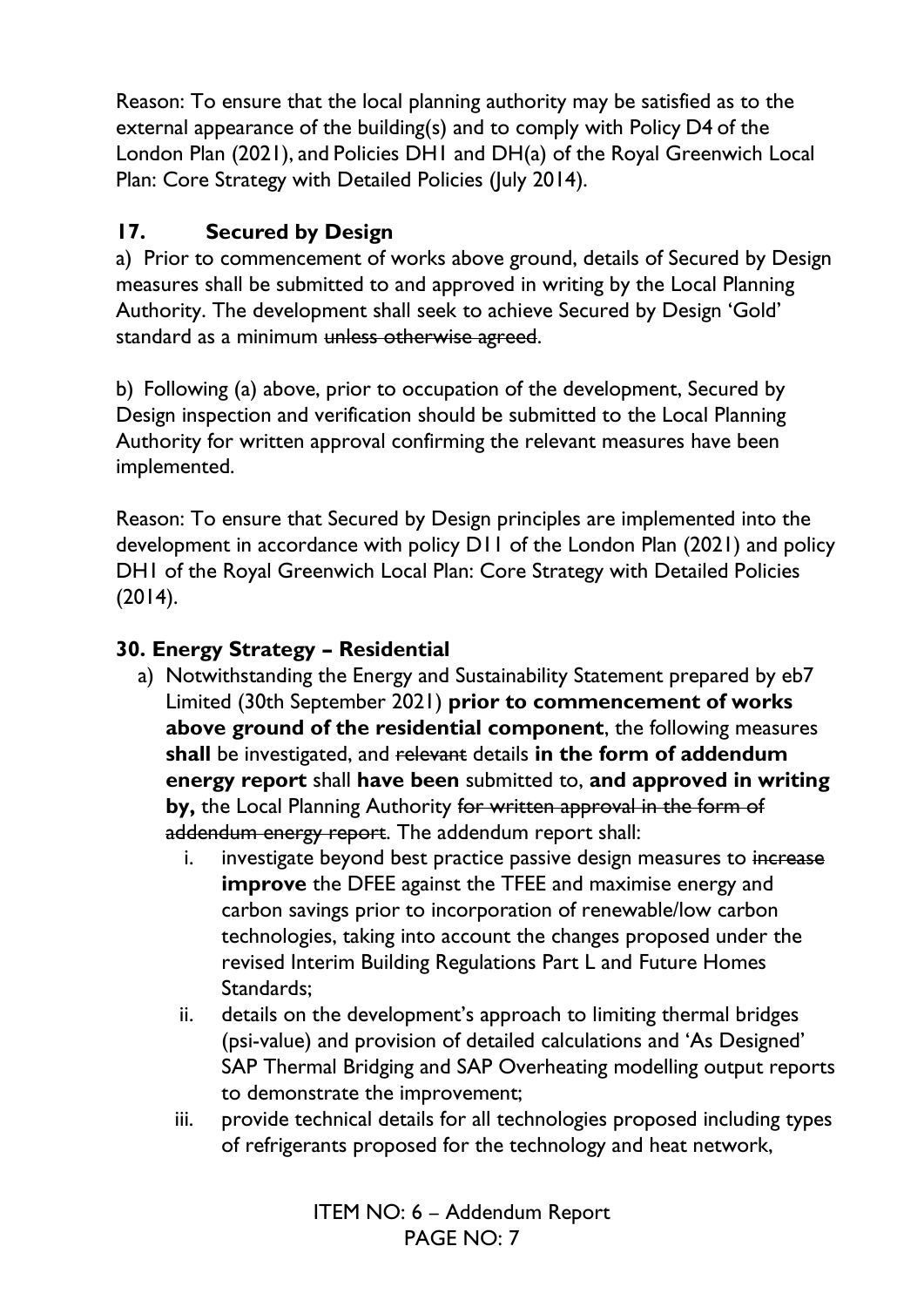Reason: To ensure that the local planning authority may be satisfied as to the external appearance of the building(s) and to comply with Policy D4 of the London Plan (2021), and Policies DH1 and DH(a) of the Royal Greenwich Local Plan: Core Strategy with Detailed Policies (July 2014).

### 17. Secured by Design

a) Prior to commencement of works above ground, details of Secured by Design measures shall be submitted to and approved in writing by the Local Planning Authority. The development shall seek to achieve Secured by Design 'Gold' standard as a minimum ~~unless otherwise agreed~~.

b) Following (a) above, prior to occupation of the development, Secured by Design inspection and verification should be submitted to the Local Planning Authority for written approval confirming the relevant measures have been implemented.

Reason: To ensure that Secured by Design principles are implemented into the development in accordance with policy D11 of the London Plan (2021) and policy DH1 of the Royal Greenwich Local Plan: Core Strategy with Detailed Policies (2014).

### 30. Energy Strategy – Residential

a) Notwithstanding the Energy and Sustainability Statement prepared by eb7 Limited (30th September 2021) **prior to commencement of works above ground of the residential component**, the following measures **shall** be investigated, and ~~relevant~~ details **in the form of addendum energy report** shall **have been** submitted to, **and approved in writing by,** the Local Planning Authority ~~for written approval in the form of addendum energy report~~. The addendum report shall:

   i. investigate beyond best practice passive design measures to ~~increase~~ **improve** the DFEE against the TFEE and maximise energy and carbon savings prior to incorporation of renewable/low carbon technologies, taking into account the changes proposed under the revised Interim Building Regulations Part L and Future Homes Standards;

   ii. details on the development's approach to limiting thermal bridges (psi-value) and provision of detailed calculations and 'As Designed' SAP Thermal Bridging and SAP Overheating modelling output reports to demonstrate the improvement;

   iii. provide technical details for all technologies proposed including types of refrigerants proposed for the technology and heat network,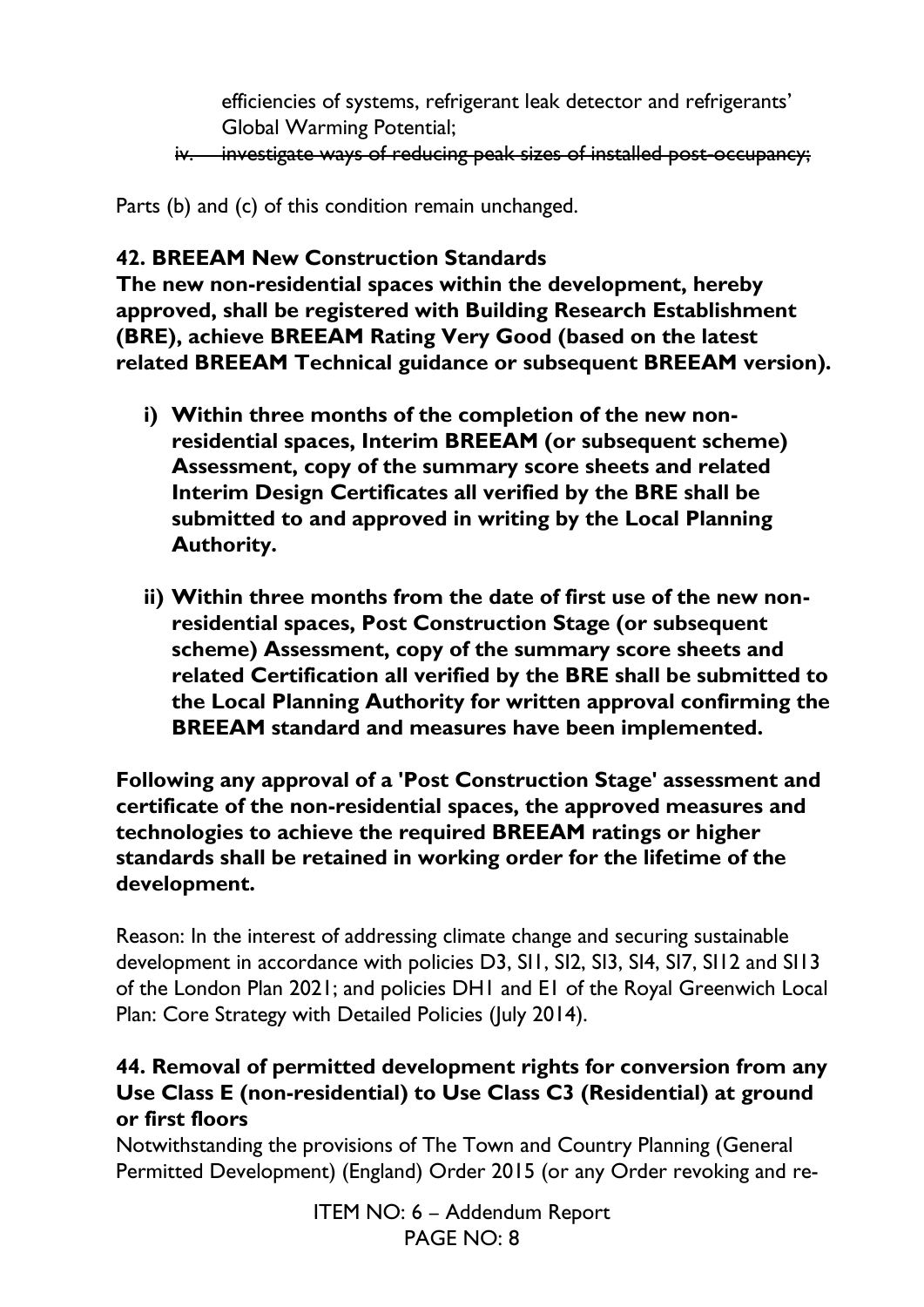efficiencies of systems, refrigerant leak detector and refrigerants' Global Warming Potential;

iv. ~~investigate ways of reducing peak sizes of installed post-occupancy;~~

Parts (b) and (c) of this condition remain unchanged.

**42. BREEAM New Construction Standards**

**The new non-residential spaces within the development, hereby approved, shall be registered with Building Research Establishment (BRE), achieve BREEAM Rating Very Good (based on the latest related BREEAM Technical guidance or subsequent BREEAM version).**

**i) Within three months of the completion of the new non-residential spaces, Interim BREEAM (or subsequent scheme) Assessment, copy of the summary score sheets and related Interim Design Certificates all verified by the BRE shall be submitted to and approved in writing by the Local Planning Authority.**

**ii) Within three months from the date of first use of the new non-residential spaces, Post Construction Stage (or subsequent scheme) Assessment, copy of the summary score sheets and related Certification all verified by the BRE shall be submitted to the Local Planning Authority for written approval confirming the BREEAM standard and measures have been implemented.**

**Following any approval of a 'Post Construction Stage' assessment and certificate of the non-residential spaces, the approved measures and technologies to achieve the required BREEAM ratings or higher standards shall be retained in working order for the lifetime of the development.**

Reason: In the interest of addressing climate change and securing sustainable development in accordance with policies D3, SI1, SI2, SI3, SI4, SI7, SI12 and SI13 of the London Plan 2021; and policies DH1 and E1 of the Royal Greenwich Local Plan: Core Strategy with Detailed Policies (July 2014).

**44. Removal of permitted development rights for conversion from any Use Class E (non-residential) to Use Class C3 (Residential) at ground or first floors**

Notwithstanding the provisions of The Town and Country Planning (General Permitted Development) (England) Order 2015 (or any Order revoking and re-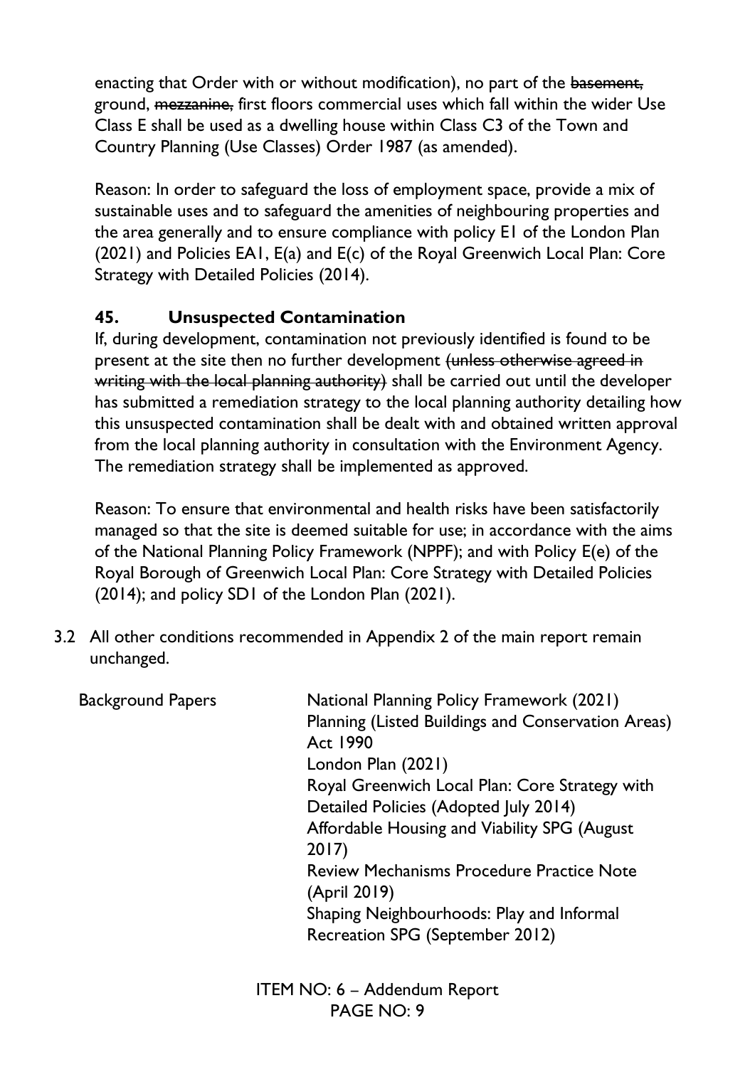enacting that Order with or without modification), no part of the ~~basement,~~ ground, ~~mezzanine,~~ first floors commercial uses which fall within the wider Use Class E shall be used as a dwelling house within Class C3 of the Town and Country Planning (Use Classes) Order 1987 (as amended).

Reason: In order to safeguard the loss of employment space, provide a mix of sustainable uses and to safeguard the amenities of neighbouring properties and the area generally and to ensure compliance with policy E1 of the London Plan (2021) and Policies EA1, E(a) and E(c) of the Royal Greenwich Local Plan: Core Strategy with Detailed Policies (2014).

**45. Unsuspected Contamination**

If, during development, contamination not previously identified is found to be present at the site then no further development ~~(unless otherwise agreed in writing with the local planning authority)~~ shall be carried out until the developer has submitted a remediation strategy to the local planning authority detailing how this unsuspected contamination shall be dealt with and obtained written approval from the local planning authority in consultation with the Environment Agency. The remediation strategy shall be implemented as approved.

Reason: To ensure that environmental and health risks have been satisfactorily managed so that the site is deemed suitable for use; in accordance with the aims of the National Planning Policy Framework (NPPF); and with Policy E(e) of the Royal Borough of Greenwich Local Plan: Core Strategy with Detailed Policies (2014); and policy SD1 of the London Plan (2021).

3.2 All other conditions recommended in Appendix 2 of the main report remain unchanged.

| Background Papers | National Planning Policy Framework (2021)<br>Planning (Listed Buildings and Conservation Areas) Act 1990<br>London Plan (2021)<br>Royal Greenwich Local Plan: Core Strategy with Detailed Policies (Adopted July 2014)<br>Affordable Housing and Viability SPG (August 2017)<br>Review Mechanisms Procedure Practice Note (April 2019)<br>Shaping Neighbourhoods: Play and Informal Recreation SPG (September 2012) |
|---|---|

ITEM NO: 6 – Addendum Report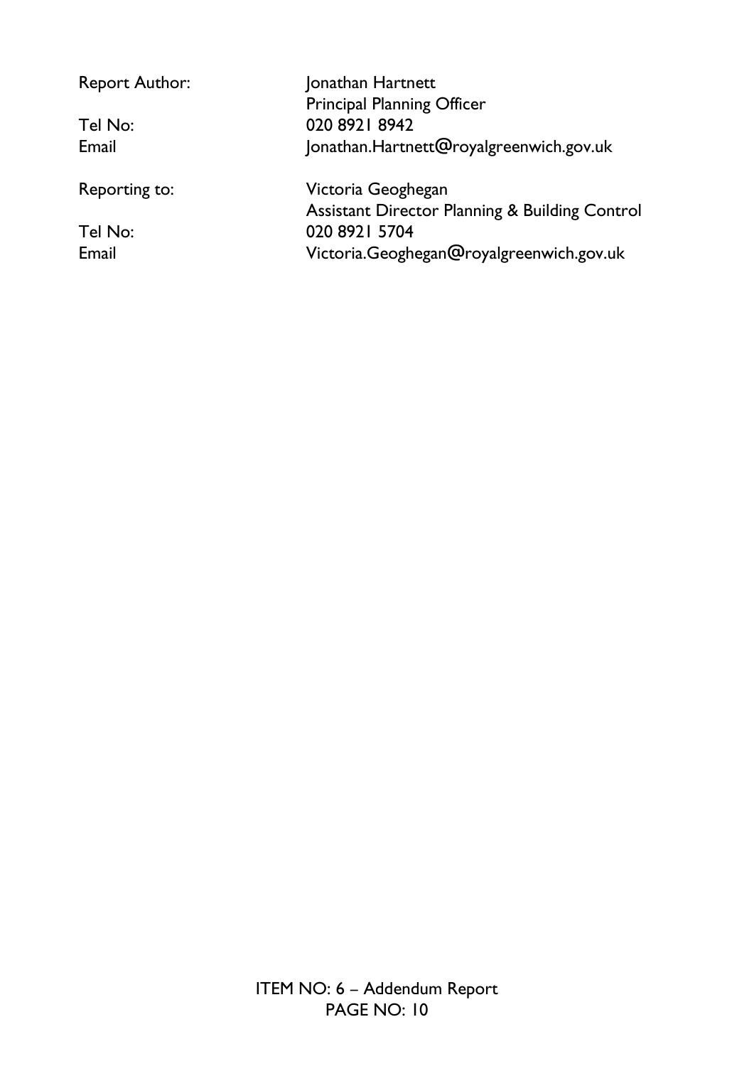| | |
|---|---|
| Report Author: | Jonathan Hartnett |
| | Principal Planning Officer |
| Tel No: | 020 8921 8942 |
| Email | Jonathan.Hartnett@royalgreenwich.gov.uk |
| | |
| Reporting to: | Victoria Geoghegan |
| | Assistant Director Planning & Building Control |
| Tel No: | 020 8921 5704 |
| Email | Victoria.Geoghegan@royalgreenwich.gov.uk |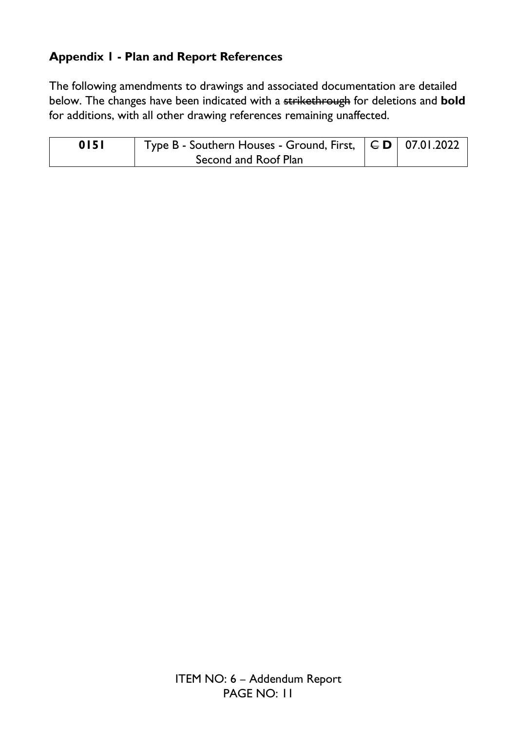### Appendix 1 - Plan and Report References

The following amendments to drawings and associated documentation are detailed below. The changes have been indicated with a ~~strikethrough~~ for deletions and **bold** for additions, with all other drawing references remaining unaffected.

| | | | |
|---|---|---|---|
| **0151** | Type B - Southern Houses - Ground, First, Second and Roof Plan | ~~C~~ **D** | 07.01.2022 |

ITEM NO: 6 – Addendum Report